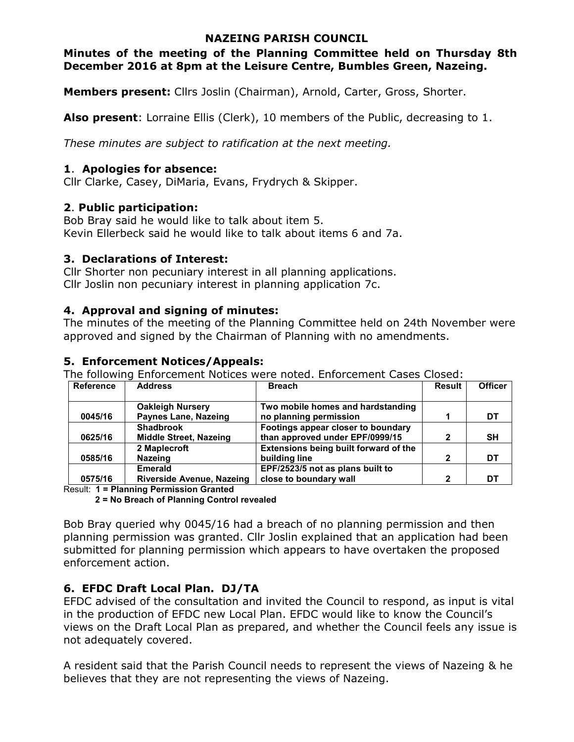# NAZEING PARISH COUNCIL

**Minutes of the meeting of the Planning Committee held on Thursday 8th December 2016 at 8pm at the Leisure Centre, Bumbles Green, Nazeing.**

**Members present:** Cllrs Joslin (Chairman), Arnold, Carter, Gross, Shorter.

**Also present**: Lorraine Ellis (Clerk), 10 members of the Public, decreasing to 1.

*These minutes are subject to ratification at the next meeting.*

## 1. Apologies for absence:

Cllr Clarke, Casey, DiMaria, Evans, Frydrych & Skipper.

## 2. Public participation:

Bob Bray said he would like to talk about item 5.
Kevin Ellerbeck said he would like to talk about items 6 and 7a.

## 3. Declarations of Interest:

Cllr Shorter non pecuniary interest in all planning applications.
Cllr Joslin non pecuniary interest in planning application 7c.

## 4. Approval and signing of minutes:

The minutes of the meeting of the Planning Committee held on 24th November were approved and signed by the Chairman of Planning with no amendments.

## 5. Enforcement Notices/Appeals:

The following Enforcement Notices were noted. Enforcement Cases Closed:

| Reference | Address | Breach | Result | Officer |
|---|---|---|---|---|
| 0045/16 | Oakleigh Nursery Paynes Lane, Nazeing | Two mobile homes and hardstanding no planning permission | 1 | DT |
| 0625/16 | Shadbrook Middle Street, Nazeing | Footings appear closer to boundary than approved under EPF/0999/15 | 2 | SH |
| 0585/16 | 2 Maplecroft Nazeing | Extensions being built forward of the building line | 2 | DT |
| 0575/16 | Emerald Riverside Avenue, Nazeing | EPF/2523/5 not as plans built to close to boundary wall | 2 | DT |

Result: **1 = Planning Permission Granted**
**2 = No Breach of Planning Control revealed**

Bob Bray queried why 0045/16 had a breach of no planning permission and then planning permission was granted. Cllr Joslin explained that an application had been submitted for planning permission which appears to have overtaken the proposed enforcement action.

## 6. EFDC Draft Local Plan. DJ/TA

EFDC advised of the consultation and invited the Council to respond, as input is vital in the production of EFDC new Local Plan. EFDC would like to know the Council's views on the Draft Local Plan as prepared, and whether the Council feels any issue is not adequately covered.

A resident said that the Parish Council needs to represent the views of Nazeing & he believes that they are not representing the views of Nazeing.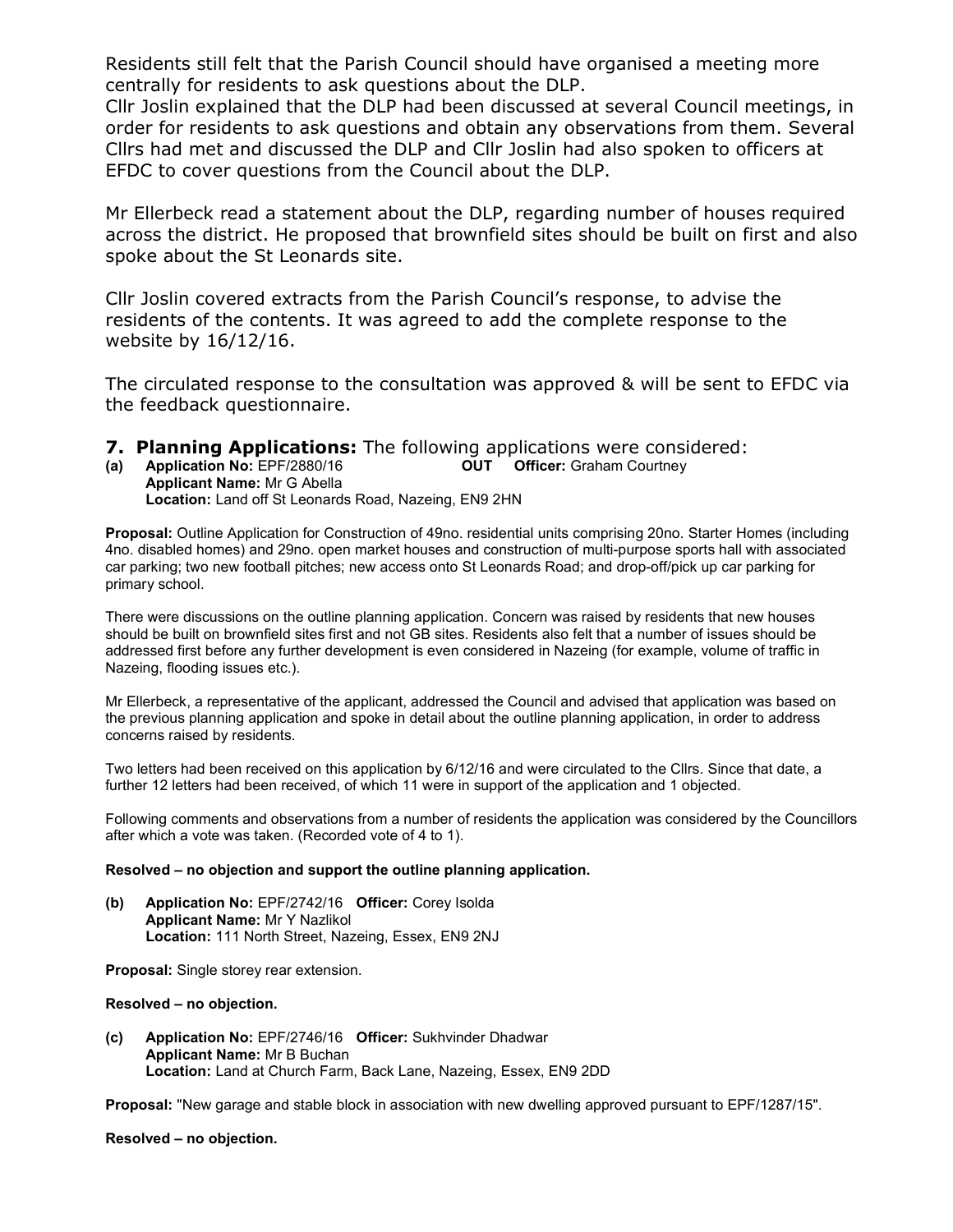Residents still felt that the Parish Council should have organised a meeting more centrally for residents to ask questions about the DLP.
Cllr Joslin explained that the DLP had been discussed at several Council meetings, in order for residents to ask questions and obtain any observations from them. Several Cllrs had met and discussed the DLP and Cllr Joslin had also spoken to officers at EFDC to cover questions from the Council about the DLP.

Mr Ellerbeck read a statement about the DLP, regarding number of houses required across the district. He proposed that brownfield sites should be built on first and also spoke about the St Leonards site.

Cllr Joslin covered extracts from the Parish Council's response, to advise the residents of the contents. It was agreed to add the complete response to the website by 16/12/16.

The circulated response to the consultation was approved & will be sent to EFDC via the feedback questionnaire.

## 7. Planning Applications: The following applications were considered:

**(a) Application No:** EPF/2880/16 **OUT Officer:** Graham Courtney
**Applicant Name:** Mr G Abella
**Location:** Land off St Leonards Road, Nazeing, EN9 2HN

**Proposal:** Outline Application for Construction of 49no. residential units comprising 20no. Starter Homes (including 4no. disabled homes) and 29no. open market houses and construction of multi-purpose sports hall with associated car parking; two new football pitches; new access onto St Leonards Road; and drop-off/pick up car parking for primary school.

There were discussions on the outline planning application. Concern was raised by residents that new houses should be built on brownfield sites first and not GB sites. Residents also felt that a number of issues should be addressed first before any further development is even considered in Nazeing (for example, volume of traffic in Nazeing, flooding issues etc.).

Mr Ellerbeck, a representative of the applicant, addressed the Council and advised that application was based on the previous planning application and spoke in detail about the outline planning application, in order to address concerns raised by residents.

Two letters had been received on this application by 6/12/16 and were circulated to the Cllrs. Since that date, a further 12 letters had been received, of which 11 were in support of the application and 1 objected.

Following comments and observations from a number of residents the application was considered by the Councillors after which a vote was taken. (Recorded vote of 4 to 1).

**Resolved – no objection and support the outline planning application.**

**(b) Application No:** EPF/2742/16 **Officer:** Corey Isolda
**Applicant Name:** Mr Y Nazlikol
**Location:** 111 North Street, Nazeing, Essex, EN9 2NJ

**Proposal:** Single storey rear extension.

**Resolved – no objection.**

**(c) Application No:** EPF/2746/16 **Officer:** Sukhvinder Dhadwar
**Applicant Name:** Mr B Buchan
**Location:** Land at Church Farm, Back Lane, Nazeing, Essex, EN9 2DD

**Proposal:** "New garage and stable block in association with new dwelling approved pursuant to EPF/1287/15".

**Resolved – no objection.**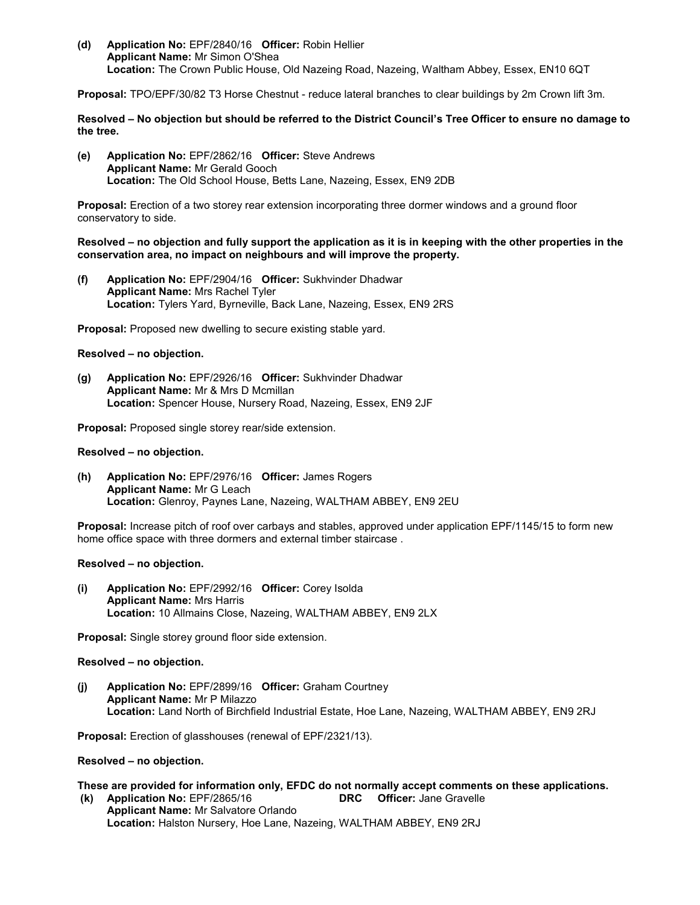**(d)** **Application No:** EPF/2840/16 **Officer:** Robin Hellier
**Applicant Name:** Mr Simon O'Shea
**Location:** The Crown Public House, Old Nazeing Road, Nazeing, Waltham Abbey, Essex, EN10 6QT

**Proposal:** TPO/EPF/30/82 T3 Horse Chestnut - reduce lateral branches to clear buildings by 2m Crown lift 3m.

**Resolved – No objection but should be referred to the District Council's Tree Officer to ensure no damage to the tree.**

**(e)** **Application No:** EPF/2862/16 **Officer:** Steve Andrews
**Applicant Name:** Mr Gerald Gooch
**Location:** The Old School House, Betts Lane, Nazeing, Essex, EN9 2DB

**Proposal:** Erection of a two storey rear extension incorporating three dormer windows and a ground floor conservatory to side.

**Resolved – no objection and fully support the application as it is in keeping with the other properties in the conservation area, no impact on neighbours and will improve the property.**

**(f)** **Application No:** EPF/2904/16 **Officer:** Sukhvinder Dhadwar
**Applicant Name:** Mrs Rachel Tyler
**Location:** Tylers Yard, Byrneville, Back Lane, Nazeing, Essex, EN9 2RS

**Proposal:** Proposed new dwelling to secure existing stable yard.

**Resolved – no objection.**

**(g)** **Application No:** EPF/2926/16 **Officer:** Sukhvinder Dhadwar
**Applicant Name:** Mr & Mrs D Mcmillan
**Location:** Spencer House, Nursery Road, Nazeing, Essex, EN9 2JF

**Proposal:** Proposed single storey rear/side extension.

**Resolved – no objection.**

**(h)** **Application No:** EPF/2976/16 **Officer:** James Rogers
**Applicant Name:** Mr G Leach
**Location:** Glenroy, Paynes Lane, Nazeing, WALTHAM ABBEY, EN9 2EU

**Proposal:** Increase pitch of roof over carbays and stables, approved under application EPF/1145/15 to form new home office space with three dormers and external timber staircase .

**Resolved – no objection.**

**(i)** **Application No:** EPF/2992/16 **Officer:** Corey Isolda
**Applicant Name:** Mrs Harris
**Location:** 10 Allmains Close, Nazeing, WALTHAM ABBEY, EN9 2LX

**Proposal:** Single storey ground floor side extension.

**Resolved – no objection.**

**(j)** **Application No:** EPF/2899/16 **Officer:** Graham Courtney
**Applicant Name:** Mr P Milazzo
**Location:** Land North of Birchfield Industrial Estate, Hoe Lane, Nazeing, WALTHAM ABBEY, EN9 2RJ

**Proposal:** Erection of glasshouses (renewal of EPF/2321/13).

**Resolved – no objection.**

**These are provided for information only, EFDC do not normally accept comments on these applications.**

**(k)** **Application No:** EPF/2865/16 **DRC** **Officer:** Jane Gravelle
**Applicant Name:** Mr Salvatore Orlando
**Location:** Halston Nursery, Hoe Lane, Nazeing, WALTHAM ABBEY, EN9 2RJ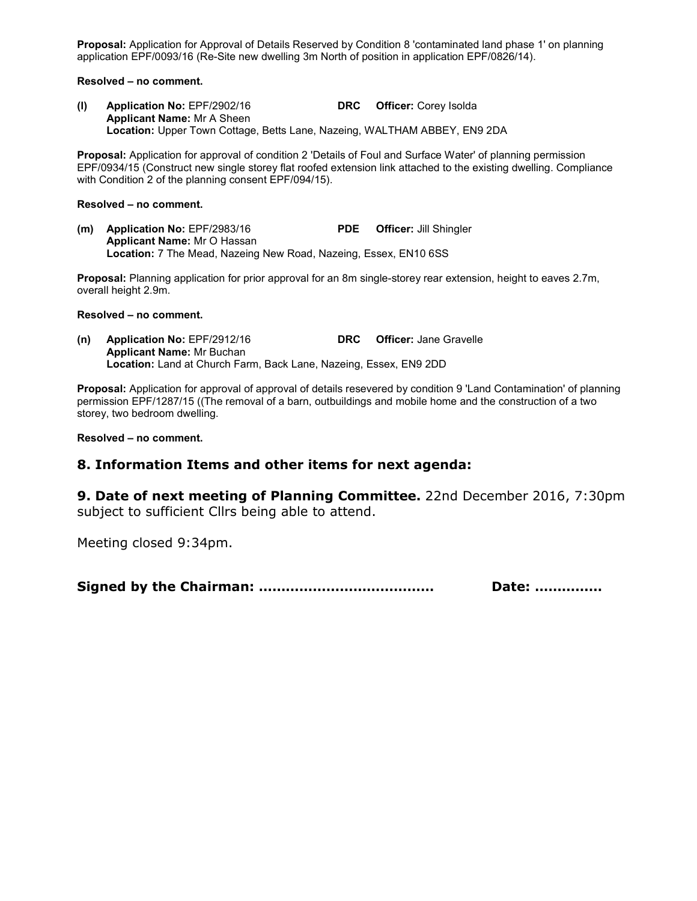**Proposal:** Application for Approval of Details Reserved by Condition 8 'contaminated land phase 1' on planning application EPF/0093/16 (Re-Site new dwelling 3m North of position in application EPF/0826/14).

**Resolved – no comment.**

**(l) Application No:** EPF/2902/16 **DRC Officer:** Corey Isolda
**Applicant Name:** Mr A Sheen
**Location:** Upper Town Cottage, Betts Lane, Nazeing, WALTHAM ABBEY, EN9 2DA

**Proposal:** Application for approval of condition 2 'Details of Foul and Surface Water' of planning permission EPF/0934/15 (Construct new single storey flat roofed extension link attached to the existing dwelling. Compliance with Condition 2 of the planning consent EPF/094/15).

**Resolved – no comment.**

**(m) Application No:** EPF/2983/16 **PDE Officer:** Jill Shingler
**Applicant Name:** Mr O Hassan
**Location:** 7 The Mead, Nazeing New Road, Nazeing, Essex, EN10 6SS

**Proposal:** Planning application for prior approval for an 8m single-storey rear extension, height to eaves 2.7m, overall height 2.9m.

**Resolved – no comment.**

**(n) Application No:** EPF/2912/16 **DRC Officer:** Jane Gravelle
**Applicant Name:** Mr Buchan
**Location:** Land at Church Farm, Back Lane, Nazeing, Essex, EN9 2DD

**Proposal:** Application for approval of approval of details resevered by condition 9 'Land Contamination' of planning permission EPF/1287/15 ((The removal of a barn, outbuildings and mobile home and the construction of a two storey, two bedroom dwelling.

**Resolved – no comment.**

## 8. Information Items and other items for next agenda:

**9. Date of next meeting of Planning Committee.** 22nd December 2016, 7:30pm subject to sufficient Cllrs being able to attend.

Meeting closed 9:34pm.

**Signed by the Chairman: ...................................... Date: ..............**